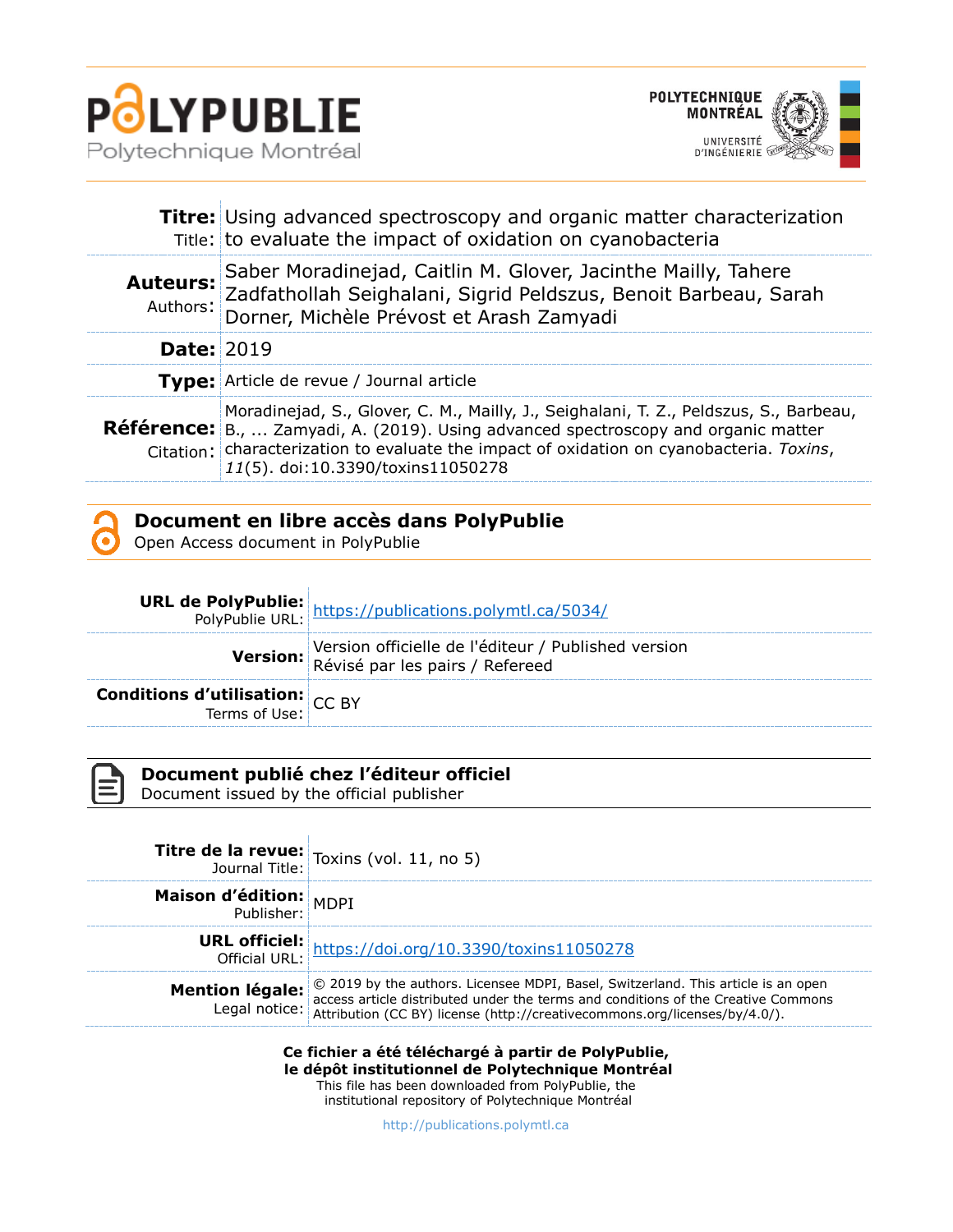**PolyPublie**
Polytechnique Montréal

POLYTECHNIQUE MONTRÉAL
UNIVERSITÉ D'INGÉNIERIE

| | |
|---|---|
| **Titre:** Title: | Using advanced spectroscopy and organic matter characterization to evaluate the impact of oxidation on cyanobacteria |
| **Auteurs:** Authors: | Saber Moradinejad, Caitlin M. Glover, Jacinthe Mailly, Tahere Zadfathollah Seighalani, Sigrid Peldszus, Benoit Barbeau, Sarah Dorner, Michèle Prévost et Arash Zamyadi |
| **Date:** | 2019 |
| **Type:** | Article de revue / Journal article |
| **Référence:** Citation: | Moradinejad, S., Glover, C. M., Mailly, J., Seighalani, T. Z., Peldszus, S., Barbeau, B., ... Zamyadi, A. (2019). Using advanced spectroscopy and organic matter characterization to evaluate the impact of oxidation on cyanobacteria. *Toxins*, *11*(5). doi:10.3390/toxins11050278 |

## Document en libre accès dans PolyPublie
Open Access document in PolyPublie

| | |
|---|---|
| **URL de PolyPublie:** PolyPublie URL: | https://publications.polymtl.ca/5034/ |
| **Version:** | Version officielle de l'éditeur / Published version Révisé par les pairs / Refereed |
| **Conditions d'utilisation:** Terms of Use: | CC BY |

## Document publié chez l'éditeur officiel
Document issued by the official publisher

| | |
|---|---|
| **Titre de la revue:** Journal Title: | Toxins (vol. 11, no 5) |
| **Maison d'édition:** Publisher: | MDPI |
| **URL officiel:** Official URL: | https://doi.org/10.3390/toxins11050278 |
| **Mention légale:** Legal notice: | © 2019 by the authors. Licensee MDPI, Basel, Switzerland. This article is an open access article distributed under the terms and conditions of the Creative Commons Attribution (CC BY) license (http://creativecommons.org/licenses/by/4.0/). |

**Ce fichier a été téléchargé à partir de PolyPublie, le dépôt institutionnel de Polytechnique Montréal**
This file has been downloaded from PolyPublie, the institutional repository of Polytechnique Montréal

http://publications.polymtl.ca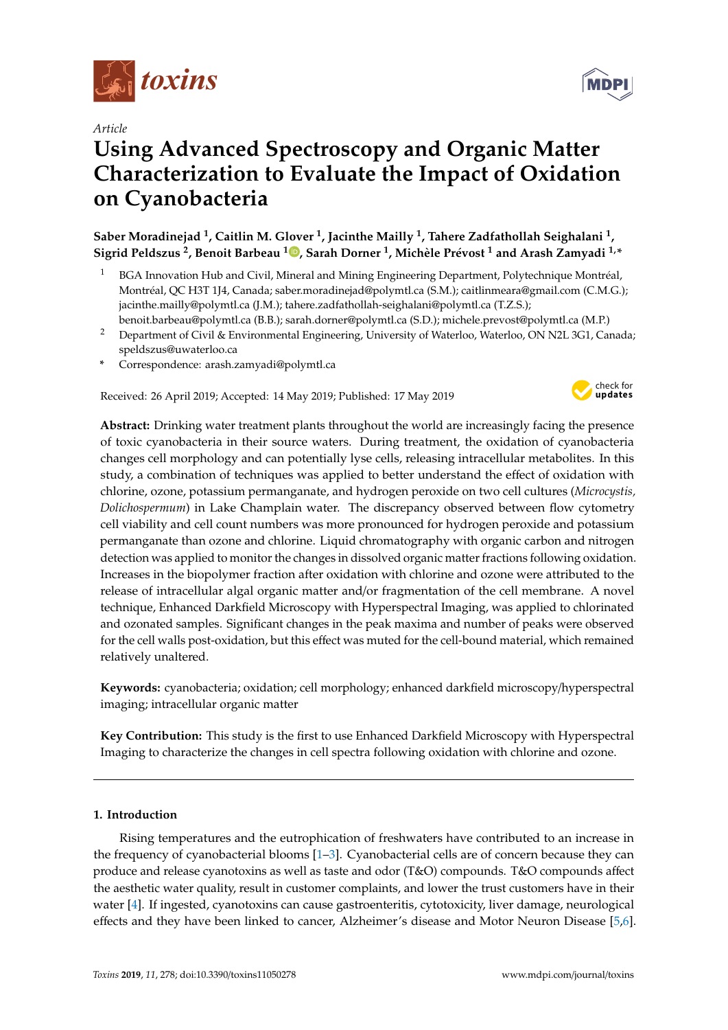# Using Advanced Spectroscopy and Organic Matter Characterization to Evaluate the Impact of Oxidation on Cyanobacteria

**Saber Moradinejad [1], Caitlin M. Glover [1], Jacinthe Mailly [1], Tahere Zadfathollah Seighalani [1], Sigrid Peldszus [2], Benoit Barbeau [1], Sarah Dorner [1], Michèle Prévost [1] and Arash Zamyadi [1,*]**

[1] BGA Innovation Hub and Civil, Mineral and Mining Engineering Department, Polytechnique Montréal, Montréal, QC H3T 1J4, Canada; saber.moradinejad@polymtl.ca (S.M.); caitlinmeara@gmail.com (C.M.G.); jacinthe.mailly@polymtl.ca (J.M.); tahere.zadfathollah-seighalani@polymtl.ca (T.Z.S.); benoit.barbeau@polymtl.ca (B.B.); sarah.dorner@polymtl.ca (S.D.); michele.prevost@polymtl.ca (M.P.)

[2] Department of Civil & Environmental Engineering, University of Waterloo, Waterloo, ON N2L 3G1, Canada; speldszus@uwaterloo.ca

\* Correspondence: arash.zamyadi@polymtl.ca

Received: 26 April 2019; Accepted: 14 May 2019; Published: 17 May 2019

**Abstract:** Drinking water treatment plants throughout the world are increasingly facing the presence of toxic cyanobacteria in their source waters. During treatment, the oxidation of cyanobacteria changes cell morphology and can potentially lyse cells, releasing intracellular metabolites. In this study, a combination of techniques was applied to better understand the effect of oxidation with chlorine, ozone, potassium permanganate, and hydrogen peroxide on two cell cultures (*Microcystis*, *Dolichospermum*) in Lake Champlain water. The discrepancy observed between flow cytometry cell viability and cell count numbers was more pronounced for hydrogen peroxide and potassium permanganate than ozone and chlorine. Liquid chromatography with organic carbon and nitrogen detection was applied to monitor the changes in dissolved organic matter fractions following oxidation. Increases in the biopolymer fraction after oxidation with chlorine and ozone were attributed to the release of intracellular algal organic matter and/or fragmentation of the cell membrane. A novel technique, Enhanced Darkfield Microscopy with Hyperspectral Imaging, was applied to chlorinated and ozonated samples. Significant changes in the peak maxima and number of peaks were observed for the cell walls post-oxidation, but this effect was muted for the cell-bound material, which remained relatively unaltered.

**Keywords:** cyanobacteria; oxidation; cell morphology; enhanced darkfield microscopy/hyperspectral imaging; intracellular organic matter

**Key Contribution:** This study is the first to use Enhanced Darkfield Microscopy with Hyperspectral Imaging to characterize the changes in cell spectra following oxidation with chlorine and ozone.

## 1. Introduction

Rising temperatures and the eutrophication of freshwaters have contributed to an increase in the frequency of cyanobacterial blooms [1–3]. Cyanobacterial cells are of concern because they can produce and release cyanotoxins as well as taste and odor (T&O) compounds. T&O compounds affect the aesthetic water quality, result in customer complaints, and lower the trust customers have in their water [4]. If ingested, cyanotoxins can cause gastroenteritis, cytotoxicity, liver damage, neurological effects and they have been linked to cancer, Alzheimer's disease and Motor Neuron Disease [5,6].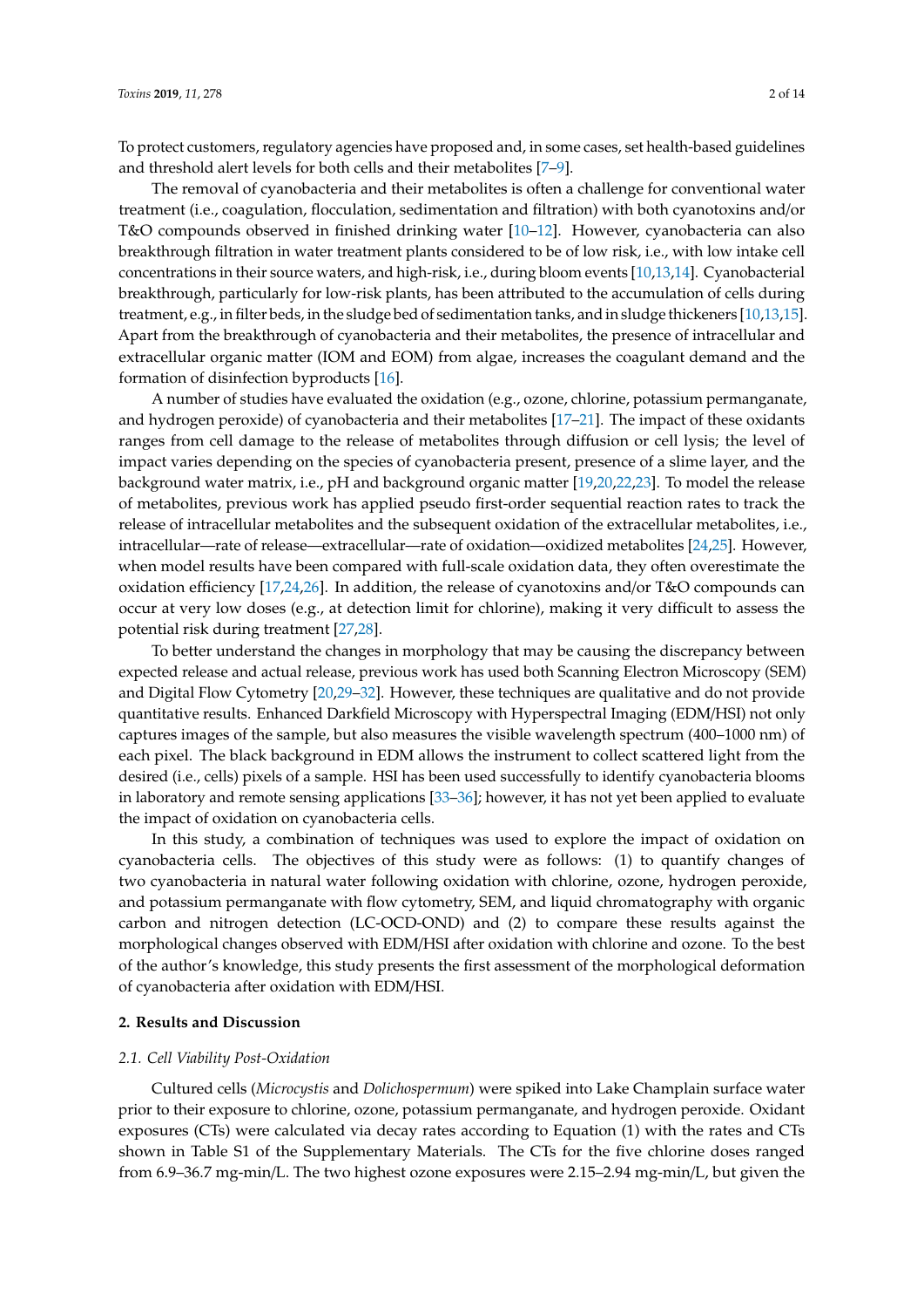To protect customers, regulatory agencies have proposed and, in some cases, set health-based guidelines and threshold alert levels for both cells and their metabolites [7–9].

The removal of cyanobacteria and their metabolites is often a challenge for conventional water treatment (i.e., coagulation, flocculation, sedimentation and filtration) with both cyanotoxins and/or T&O compounds observed in finished drinking water [10–12]. However, cyanobacteria can also breakthrough filtration in water treatment plants considered to be of low risk, i.e., with low intake cell concentrations in their source waters, and high-risk, i.e., during bloom events [10,13,14]. Cyanobacterial breakthrough, particularly for low-risk plants, has been attributed to the accumulation of cells during treatment, e.g., in filter beds, in the sludge bed of sedimentation tanks, and in sludge thickeners [10,13,15]. Apart from the breakthrough of cyanobacteria and their metabolites, the presence of intracellular and extracellular organic matter (IOM and EOM) from algae, increases the coagulant demand and the formation of disinfection byproducts [16].

A number of studies have evaluated the oxidation (e.g., ozone, chlorine, potassium permanganate, and hydrogen peroxide) of cyanobacteria and their metabolites [17–21]. The impact of these oxidants ranges from cell damage to the release of metabolites through diffusion or cell lysis; the level of impact varies depending on the species of cyanobacteria present, presence of a slime layer, and the background water matrix, i.e., pH and background organic matter [19,20,22,23]. To model the release of metabolites, previous work has applied pseudo first-order sequential reaction rates to track the release of intracellular metabolites and the subsequent oxidation of the extracellular metabolites, i.e., intracellular—rate of release—extracellular—rate of oxidation—oxidized metabolites [24,25]. However, when model results have been compared with full-scale oxidation data, they often overestimate the oxidation efficiency [17,24,26]. In addition, the release of cyanotoxins and/or T&O compounds can occur at very low doses (e.g., at detection limit for chlorine), making it very difficult to assess the potential risk during treatment [27,28].

To better understand the changes in morphology that may be causing the discrepancy between expected release and actual release, previous work has used both Scanning Electron Microscopy (SEM) and Digital Flow Cytometry [20,29–32]. However, these techniques are qualitative and do not provide quantitative results. Enhanced Darkfield Microscopy with Hyperspectral Imaging (EDM/HSI) not only captures images of the sample, but also measures the visible wavelength spectrum (400–1000 nm) of each pixel. The black background in EDM allows the instrument to collect scattered light from the desired (i.e., cells) pixels of a sample. HSI has been used successfully to identify cyanobacteria blooms in laboratory and remote sensing applications [33–36]; however, it has not yet been applied to evaluate the impact of oxidation on cyanobacteria cells.

In this study, a combination of techniques was used to explore the impact of oxidation on cyanobacteria cells. The objectives of this study were as follows: (1) to quantify changes of two cyanobacteria in natural water following oxidation with chlorine, ozone, hydrogen peroxide, and potassium permanganate with flow cytometry, SEM, and liquid chromatography with organic carbon and nitrogen detection (LC-OCD-OND) and (2) to compare these results against the morphological changes observed with EDM/HSI after oxidation with chlorine and ozone. To the best of the author's knowledge, this study presents the first assessment of the morphological deformation of cyanobacteria after oxidation with EDM/HSI.

## 2. Results and Discussion

### 2.1. Cell Viability Post-Oxidation

Cultured cells (*Microcystis* and *Dolichospermum*) were spiked into Lake Champlain surface water prior to their exposure to chlorine, ozone, potassium permanganate, and hydrogen peroxide. Oxidant exposures (CTs) were calculated via decay rates according to Equation (1) with the rates and CTs shown in Table S1 of the Supplementary Materials. The CTs for the five chlorine doses ranged from 6.9–36.7 mg-min/L. The two highest ozone exposures were 2.15–2.94 mg-min/L, but given the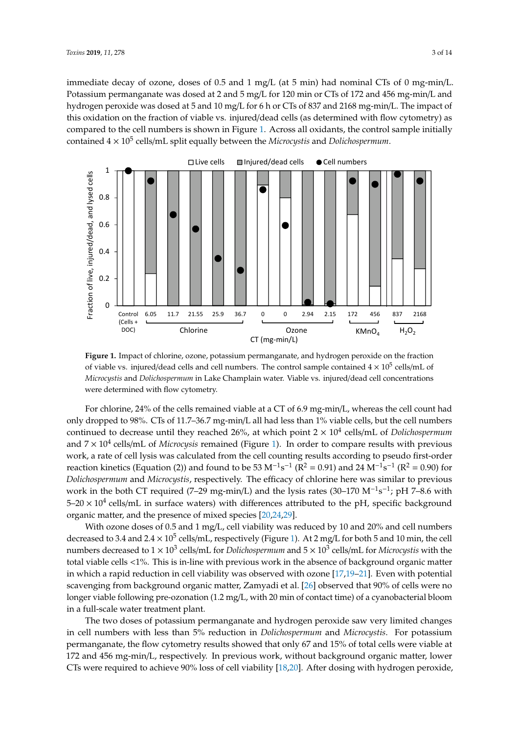immediate decay of ozone, doses of 0.5 and 1 mg/L (at 5 min) had nominal CTs of 0 mg-min/L. Potassium permanganate was dosed at 2 and 5 mg/L for 120 min or CTs of 172 and 456 mg-min/L and hydrogen peroxide was dosed at 5 and 10 mg/L for 6 h or CTs of 837 and 2168 mg-min/L. The impact of this oxidation on the fraction of viable vs. injured/dead cells (as determined with flow cytometry) as compared to the cell numbers is shown in Figure 1. Across all oxidants, the control sample initially contained $4 \times 10^5$ cells/mL split equally between the *Microcystis* and *Dolichospermum*.

**Figure 1.** Impact of chlorine, ozone, potassium permanganate, and hydrogen peroxide on the fraction of viable vs. injured/dead cells and cell numbers. The control sample contained $4 \times 10^5$ cells/mL of *Microcystis* and *Dolichospermum* in Lake Champlain water. Viable vs. injured/dead cell concentrations were determined with flow cytometry.

For chlorine, 24% of the cells remained viable at a CT of 6.9 mg-min/L, whereas the cell count had only dropped to 98%. CTs of 11.7–36.7 mg-min/L all had less than 1% viable cells, but the cell numbers continued to decrease until they reached 26%, at which point $2 \times 10^4$ cells/mL of *Dolichospermum* and $7 \times 10^4$ cells/mL of *Microcysis* remained (Figure 1). In order to compare results with previous work, a rate of cell lysis was calculated from the cell counting results according to pseudo first-order reaction kinetics (Equation (2)) and found to be 53 $M^{-1}s^{-1}$ ($R^2$ = 0.91) and 24 $M^{-1}s^{-1}$ ($R^2$ = 0.90) for *Dolichospermum* and *Microcystis*, respectively. The efficacy of chlorine here was similar to previous work in the both CT required (7–29 mg-min/L) and the lysis rates (30–170 $M^{-1}s^{-1}$; pH 7–8.6 with $5–20 \times 10^4$ cells/mL in surface waters) with differences attributed to the pH, specific background organic matter, and the presence of mixed species [20,24,29].

With ozone doses of 0.5 and 1 mg/L, cell viability was reduced by 10 and 20% and cell numbers decreased to 3.4 and $2.4 \times 10^5$ cells/mL, respectively (Figure 1). At 2 mg/L for both 5 and 10 min, the cell numbers decreased to $1 \times 10^3$ cells/mL for *Dolichospermum* and $5 \times 10^3$ cells/mL for *Microcystis* with the total viable cells <1%. This is in-line with previous work in the absence of background organic matter in which a rapid reduction in cell viability was observed with ozone [17,19–21]. Even with potential scavenging from background organic matter, Zamyadi et al. [26] observed that 90% of cells were no longer viable following pre-ozonation (1.2 mg/L, with 20 min of contact time) of a cyanobacterial bloom in a full-scale water treatment plant.

The two doses of potassium permanganate and hydrogen peroxide saw very limited changes in cell numbers with less than 5% reduction in *Dolichospermum* and *Microcystis*. For potassium permanganate, the flow cytometry results showed that only 67 and 15% of total cells were viable at 172 and 456 mg-min/L, respectively. In previous work, without background organic matter, lower CTs were required to achieve 90% loss of cell viability [18,20]. After dosing with hydrogen peroxide,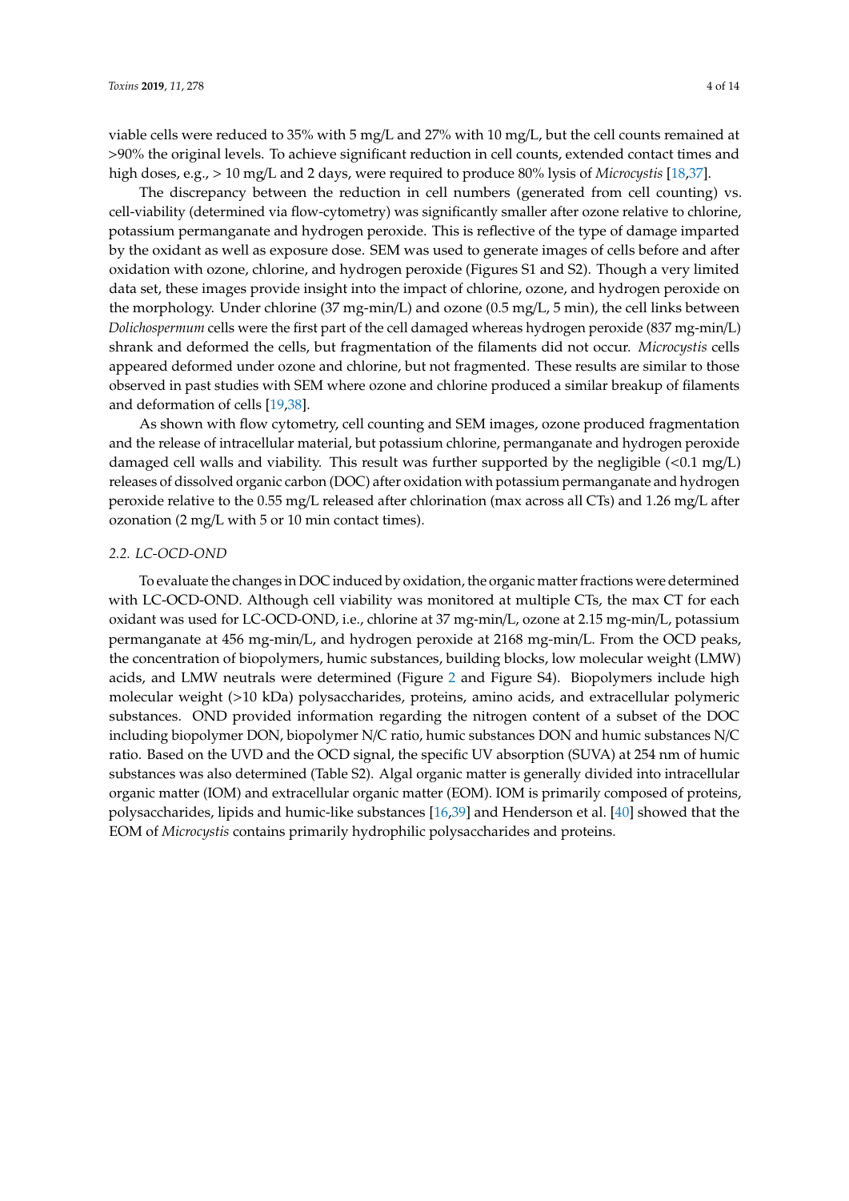viable cells were reduced to 35% with 5 mg/L and 27% with 10 mg/L, but the cell counts remained at >90% the original levels. To achieve significant reduction in cell counts, extended contact times and high doses, e.g., > 10 mg/L and 2 days, were required to produce 80% lysis of *Microcystis* [18,37].

The discrepancy between the reduction in cell numbers (generated from cell counting) vs. cell-viability (determined via flow-cytometry) was significantly smaller after ozone relative to chlorine, potassium permanganate and hydrogen peroxide. This is reflective of the type of damage imparted by the oxidant as well as exposure dose. SEM was used to generate images of cells before and after oxidation with ozone, chlorine, and hydrogen peroxide (Figures S1 and S2). Though a very limited data set, these images provide insight into the impact of chlorine, ozone, and hydrogen peroxide on the morphology. Under chlorine (37 mg-min/L) and ozone (0.5 mg/L, 5 min), the cell links between *Dolichospermum* cells were the first part of the cell damaged whereas hydrogen peroxide (837 mg-min/L) shrank and deformed the cells, but fragmentation of the filaments did not occur. *Microcystis* cells appeared deformed under ozone and chlorine, but not fragmented. These results are similar to those observed in past studies with SEM where ozone and chlorine produced a similar breakup of filaments and deformation of cells [19,38].

As shown with flow cytometry, cell counting and SEM images, ozone produced fragmentation and the release of intracellular material, but potassium chlorine, permanganate and hydrogen peroxide damaged cell walls and viability. This result was further supported by the negligible (<0.1 mg/L) releases of dissolved organic carbon (DOC) after oxidation with potassium permanganate and hydrogen peroxide relative to the 0.55 mg/L released after chlorination (max across all CTs) and 1.26 mg/L after ozonation (2 mg/L with 5 or 10 min contact times).

### *2.2. LC-OCD-OND*

To evaluate the changes in DOC induced by oxidation, the organic matter fractions were determined with LC-OCD-OND. Although cell viability was monitored at multiple CTs, the max CT for each oxidant was used for LC-OCD-OND, i.e., chlorine at 37 mg-min/L, ozone at 2.15 mg-min/L, potassium permanganate at 456 mg-min/L, and hydrogen peroxide at 2168 mg-min/L. From the OCD peaks, the concentration of biopolymers, humic substances, building blocks, low molecular weight (LMW) acids, and LMW neutrals were determined (Figure 2 and Figure S4). Biopolymers include high molecular weight (>10 kDa) polysaccharides, proteins, amino acids, and extracellular polymeric substances. OND provided information regarding the nitrogen content of a subset of the DOC including biopolymer DON, biopolymer N/C ratio, humic substances DON and humic substances N/C ratio. Based on the UVD and the OCD signal, the specific UV absorption (SUVA) at 254 nm of humic substances was also determined (Table S2). Algal organic matter is generally divided into intracellular organic matter (IOM) and extracellular organic matter (EOM). IOM is primarily composed of proteins, polysaccharides, lipids and humic-like substances [16,39] and Henderson et al. [40] showed that the EOM of *Microcystis* contains primarily hydrophilic polysaccharides and proteins.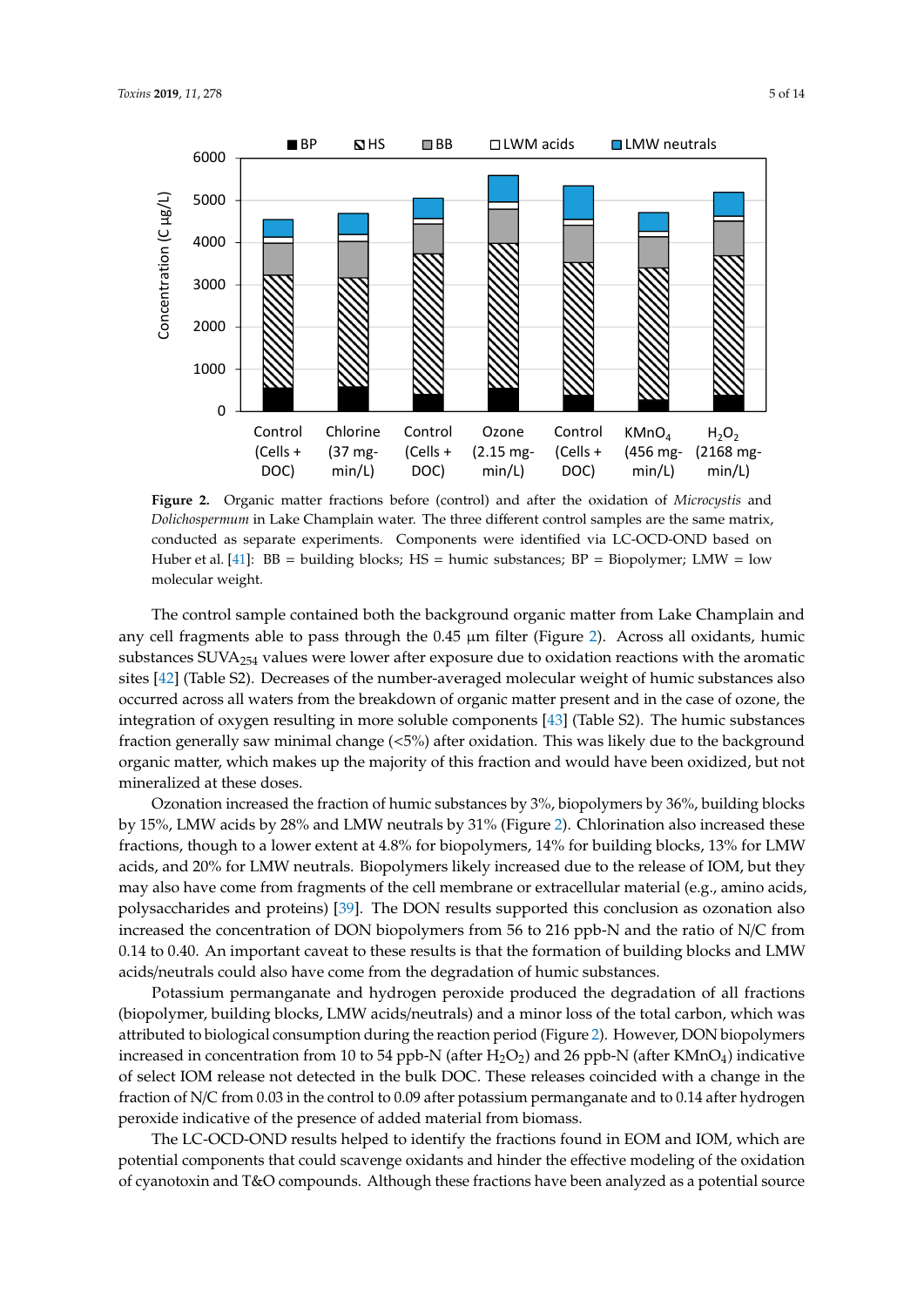**Figure 2.** Organic matter fractions before (control) and after the oxidation of *Microcystis* and *Dolichospermum* in Lake Champlain water. The three different control samples are the same matrix, conducted as separate experiments. Components were identified via LC-OCD-OND based on Huber et al. [41]: BB = building blocks; HS = humic substances; BP = Biopolymer; LMW = low molecular weight.

The control sample contained both the background organic matter from Lake Champlain and any cell fragments able to pass through the 0.45 µm filter (Figure 2). Across all oxidants, humic substances $SUVA_{254}$ values were lower after exposure due to oxidation reactions with the aromatic sites [42] (Table S2). Decreases of the number-averaged molecular weight of humic substances also occurred across all waters from the breakdown of organic matter present and in the case of ozone, the integration of oxygen resulting in more soluble components [43] (Table S2). The humic substances fraction generally saw minimal change (<5%) after oxidation. This was likely due to the background organic matter, which makes up the majority of this fraction and would have been oxidized, but not mineralized at these doses.

Ozonation increased the fraction of humic substances by 3%, biopolymers by 36%, building blocks by 15%, LMW acids by 28% and LMW neutrals by 31% (Figure 2). Chlorination also increased these fractions, though to a lower extent at 4.8% for biopolymers, 14% for building blocks, 13% for LMW acids, and 20% for LMW neutrals. Biopolymers likely increased due to the release of IOM, but they may also have come from fragments of the cell membrane or extracellular material (e.g., amino acids, polysaccharides and proteins) [39]. The DON results supported this conclusion as ozonation also increased the concentration of DON biopolymers from 56 to 216 ppb-N and the ratio of N/C from 0.14 to 0.40. An important caveat to these results is that the formation of building blocks and LMW acids/neutrals could also have come from the degradation of humic substances.

Potassium permanganate and hydrogen peroxide produced the degradation of all fractions (biopolymer, building blocks, LMW acids/neutrals) and a minor loss of the total carbon, which was attributed to biological consumption during the reaction period (Figure 2). However, DON biopolymers increased in concentration from 10 to 54 ppb-N (after $H_2O_2$) and 26 ppb-N (after $KMnO_4$) indicative of select IOM release not detected in the bulk DOC. These releases coincided with a change in the fraction of N/C from 0.03 in the control to 0.09 after potassium permanganate and to 0.14 after hydrogen peroxide indicative of the presence of added material from biomass.

The LC-OCD-OND results helped to identify the fractions found in EOM and IOM, which are potential components that could scavenge oxidants and hinder the effective modeling of the oxidation of cyanotoxin and T&O compounds. Although these fractions have been analyzed as a potential source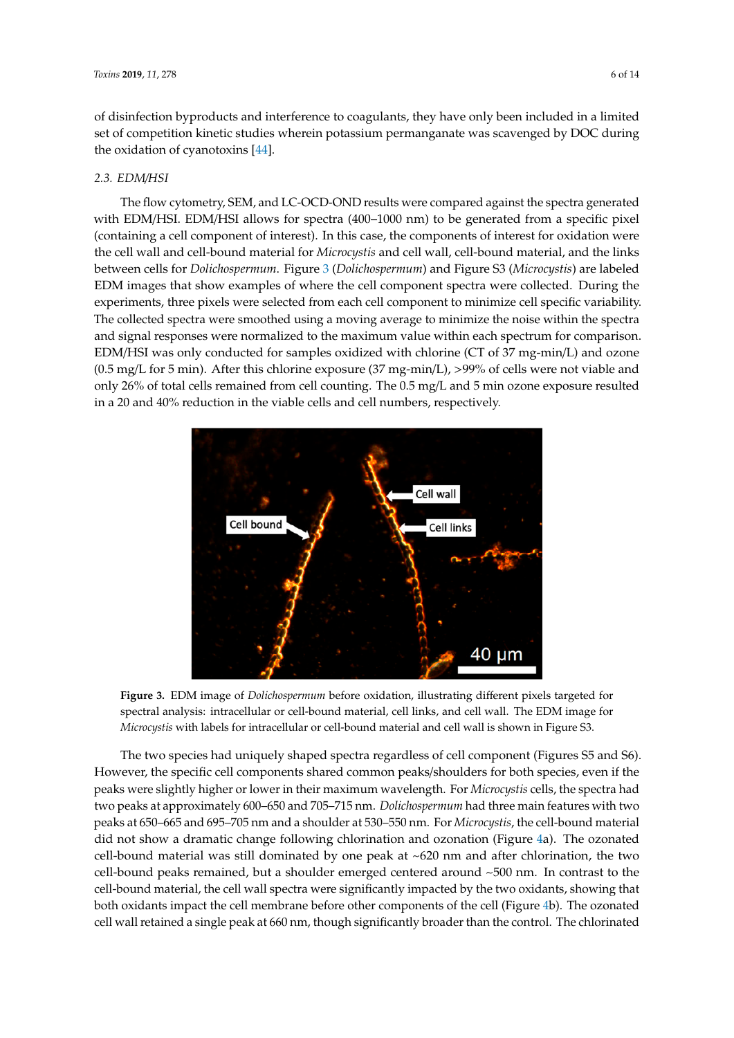of disinfection byproducts and interference to coagulants, they have only been included in a limited set of competition kinetic studies wherein potassium permanganate was scavenged by DOC during the oxidation of cyanotoxins [44].

### 2.3. EDM/HSI

The flow cytometry, SEM, and LC-OCD-OND results were compared against the spectra generated with EDM/HSI. EDM/HSI allows for spectra (400–1000 nm) to be generated from a specific pixel (containing a cell component of interest). In this case, the components of interest for oxidation were the cell wall and cell-bound material for *Microcystis* and cell wall, cell-bound material, and the links between cells for *Dolichospermum*. Figure 3 (*Dolichospermum*) and Figure S3 (*Microcystis*) are labeled EDM images that show examples of where the cell component spectra were collected. During the experiments, three pixels were selected from each cell component to minimize cell specific variability. The collected spectra were smoothed using a moving average to minimize the noise within the spectra and signal responses were normalized to the maximum value within each spectrum for comparison. EDM/HSI was only conducted for samples oxidized with chlorine (CT of 37 mg-min/L) and ozone (0.5 mg/L for 5 min). After this chlorine exposure (37 mg-min/L), >99% of cells were not viable and only 26% of total cells remained from cell counting. The 0.5 mg/L and 5 min ozone exposure resulted in a 20 and 40% reduction in the viable cells and cell numbers, respectively.

**Figure 3.** EDM image of *Dolichospermum* before oxidation, illustrating different pixels targeted for spectral analysis: intracellular or cell-bound material, cell links, and cell wall. The EDM image for *Microcystis* with labels for intracellular or cell-bound material and cell wall is shown in Figure S3.

The two species had uniquely shaped spectra regardless of cell component (Figures S5 and S6). However, the specific cell components shared common peaks/shoulders for both species, even if the peaks were slightly higher or lower in their maximum wavelength. For *Microcystis* cells, the spectra had two peaks at approximately 600–650 and 705–715 nm. *Dolichospermum* had three main features with two peaks at 650–665 and 695–705 nm and a shoulder at 530–550 nm. For *Microcystis*, the cell-bound material did not show a dramatic change following chlorination and ozonation (Figure 4a). The ozonated cell-bound material was still dominated by one peak at ~620 nm and after chlorination, the two cell-bound peaks remained, but a shoulder emerged centered around ~500 nm. In contrast to the cell-bound material, the cell wall spectra were significantly impacted by the two oxidants, showing that both oxidants impact the cell membrane before other components of the cell (Figure 4b). The ozonated cell wall retained a single peak at 660 nm, though significantly broader than the control. The chlorinated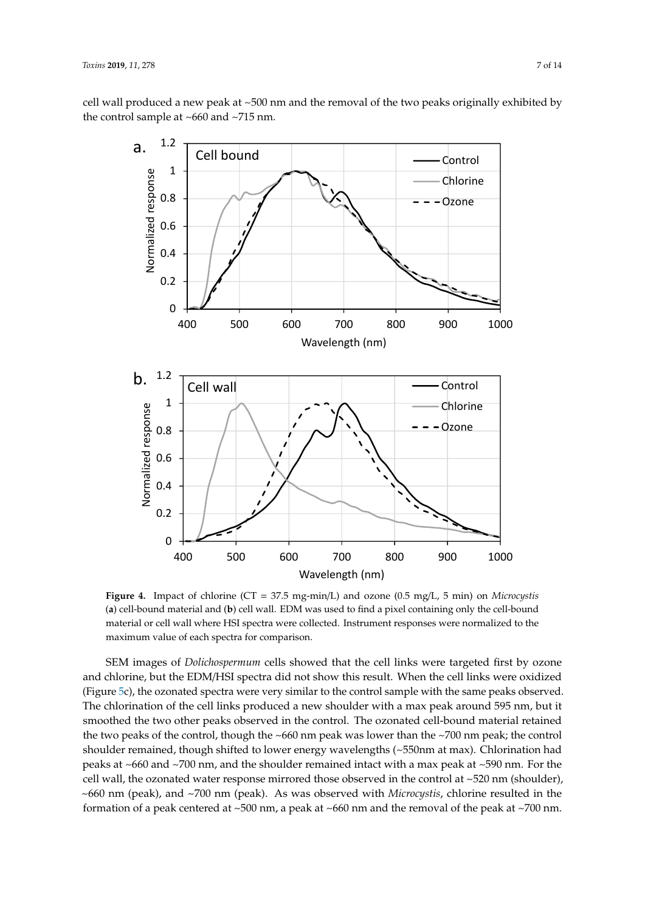cell wall produced a new peak at ~500 nm and the removal of the two peaks originally exhibited by the control sample at ~660 and ~715 nm.

**Figure 4.** Impact of chlorine (CT = 37.5 mg-min/L) and ozone (0.5 mg/L, 5 min) on *Microcystis* (**a**) cell-bound material and (**b**) cell wall. EDM was used to find a pixel containing only the cell-bound material or cell wall where HSI spectra were collected. Instrument responses were normalized to the maximum value of each spectra for comparison.

SEM images of *Dolichospermum* cells showed that the cell links were targeted first by ozone and chlorine, but the EDM/HSI spectra did not show this result. When the cell links were oxidized (Figure 5c), the ozonated spectra were very similar to the control sample with the same peaks observed. The chlorination of the cell links produced a new shoulder with a max peak around 595 nm, but it smoothed the two other peaks observed in the control. The ozonated cell-bound material retained the two peaks of the control, though the ~660 nm peak was lower than the ~700 nm peak; the control shoulder remained, though shifted to lower energy wavelengths (~550nm at max). Chlorination had peaks at ~660 and ~700 nm, and the shoulder remained intact with a max peak at ~590 nm. For the cell wall, the ozonated water response mirrored those observed in the control at ~520 nm (shoulder), ~660 nm (peak), and ~700 nm (peak). As was observed with *Microcystis*, chlorine resulted in the formation of a peak centered at ~500 nm, a peak at ~660 nm and the removal of the peak at ~700 nm.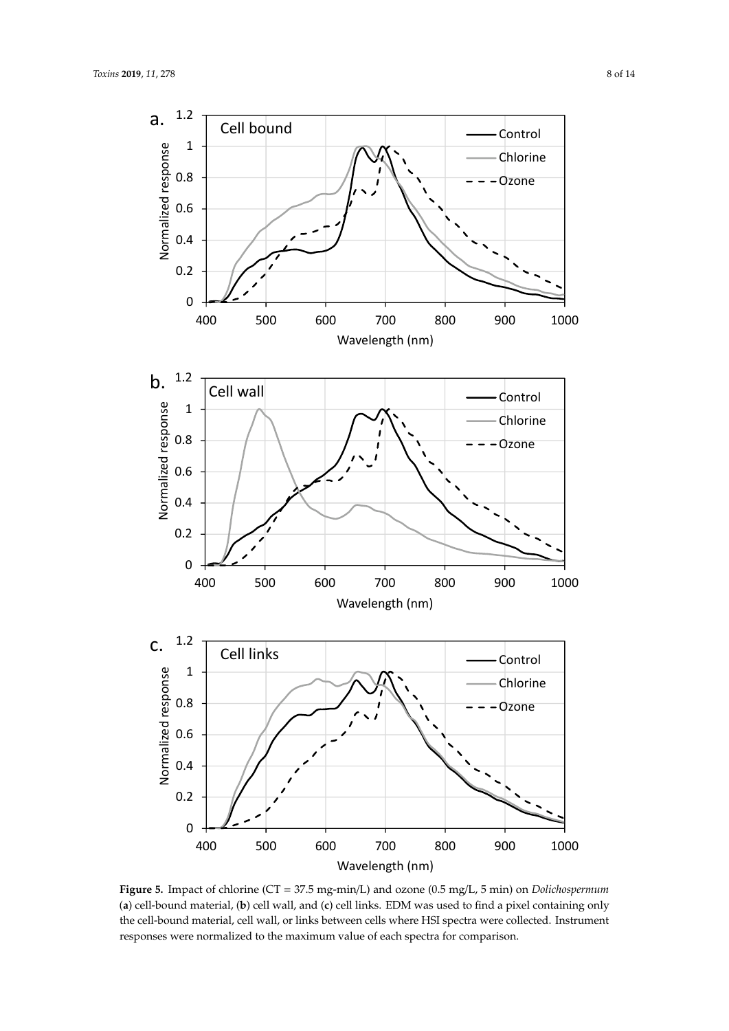**Figure 5.** Impact of chlorine (CT = 37.5 mg-min/L) and ozone (0.5 mg/L, 5 min) on *Dolichospermum* (**a**) cell-bound material, (**b**) cell wall, and (**c**) cell links. EDM was used to find a pixel containing only the cell-bound material, cell wall, or links between cells where HSI spectra were collected. Instrument responses were normalized to the maximum value of each spectra for comparison.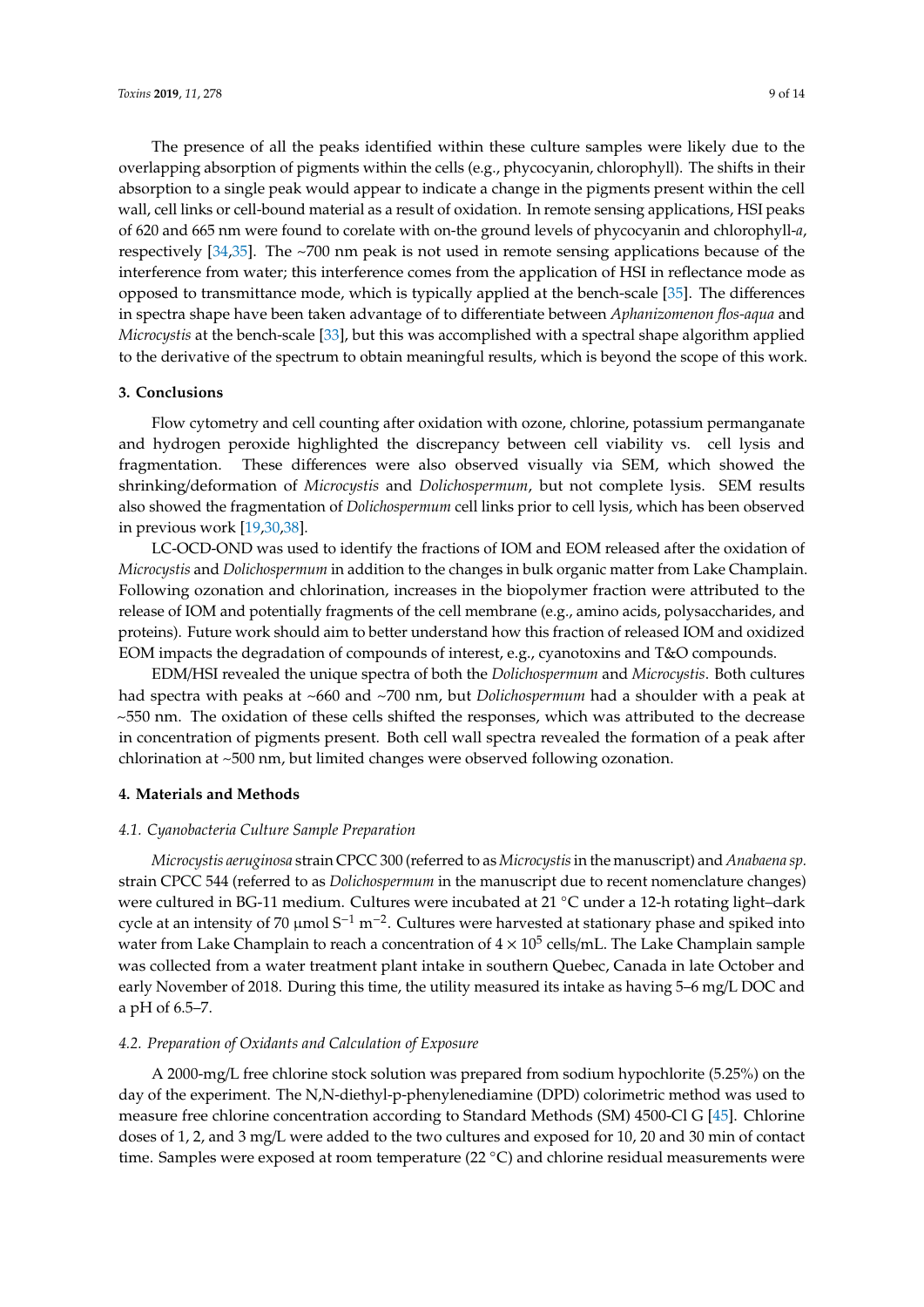The presence of all the peaks identified within these culture samples were likely due to the overlapping absorption of pigments within the cells (e.g., phycocyanin, chlorophyll). The shifts in their absorption to a single peak would appear to indicate a change in the pigments present within the cell wall, cell links or cell-bound material as a result of oxidation. In remote sensing applications, HSI peaks of 620 and 665 nm were found to corelate with on-the ground levels of phycocyanin and chlorophyll-*a*, respectively [34,35]. The ~700 nm peak is not used in remote sensing applications because of the interference from water; this interference comes from the application of HSI in reflectance mode as opposed to transmittance mode, which is typically applied at the bench-scale [35]. The differences in spectra shape have been taken advantage of to differentiate between *Aphanizomenon flos-aqua* and *Microcystis* at the bench-scale [33], but this was accomplished with a spectral shape algorithm applied to the derivative of the spectrum to obtain meaningful results, which is beyond the scope of this work.

## 3. Conclusions

Flow cytometry and cell counting after oxidation with ozone, chlorine, potassium permanganate and hydrogen peroxide highlighted the discrepancy between cell viability vs. cell lysis and fragmentation. These differences were also observed visually via SEM, which showed the shrinking/deformation of *Microcystis* and *Dolichospermum*, but not complete lysis. SEM results also showed the fragmentation of *Dolichospermum* cell links prior to cell lysis, which has been observed in previous work [19,30,38].

LC-OCD-OND was used to identify the fractions of IOM and EOM released after the oxidation of *Microcystis* and *Dolichospermum* in addition to the changes in bulk organic matter from Lake Champlain. Following ozonation and chlorination, increases in the biopolymer fraction were attributed to the release of IOM and potentially fragments of the cell membrane (e.g., amino acids, polysaccharides, and proteins). Future work should aim to better understand how this fraction of released IOM and oxidized EOM impacts the degradation of compounds of interest, e.g., cyanotoxins and T&O compounds.

EDM/HSI revealed the unique spectra of both the *Dolichospermum* and *Microcystis*. Both cultures had spectra with peaks at ~660 and ~700 nm, but *Dolichospermum* had a shoulder with a peak at ~550 nm. The oxidation of these cells shifted the responses, which was attributed to the decrease in concentration of pigments present. Both cell wall spectra revealed the formation of a peak after chlorination at ~500 nm, but limited changes were observed following ozonation.

## 4. Materials and Methods

### 4.1. Cyanobacteria Culture Sample Preparation

*Microcystis aeruginosa* strain CPCC 300 (referred to as *Microcystis* in the manuscript) and *Anabaena sp.* strain CPCC 544 (referred to as *Dolichospermum* in the manuscript due to recent nomenclature changes) were cultured in BG-11 medium. Cultures were incubated at 21 °C under a 12-h rotating light–dark cycle at an intensity of 70 μmol $S^{-1}$ $m^{-2}$. Cultures were harvested at stationary phase and spiked into water from Lake Champlain to reach a concentration of $4 \times 10^5$ cells/mL. The Lake Champlain sample was collected from a water treatment plant intake in southern Quebec, Canada in late October and early November of 2018. During this time, the utility measured its intake as having 5–6 mg/L DOC and a pH of 6.5–7.

### 4.2. Preparation of Oxidants and Calculation of Exposure

A 2000-mg/L free chlorine stock solution was prepared from sodium hypochlorite (5.25%) on the day of the experiment. The N,N-diethyl-p-phenylenediamine (DPD) colorimetric method was used to measure free chlorine concentration according to Standard Methods (SM) 4500-Cl G [45]. Chlorine doses of 1, 2, and 3 mg/L were added to the two cultures and exposed for 10, 20 and 30 min of contact time. Samples were exposed at room temperature (22 °C) and chlorine residual measurements were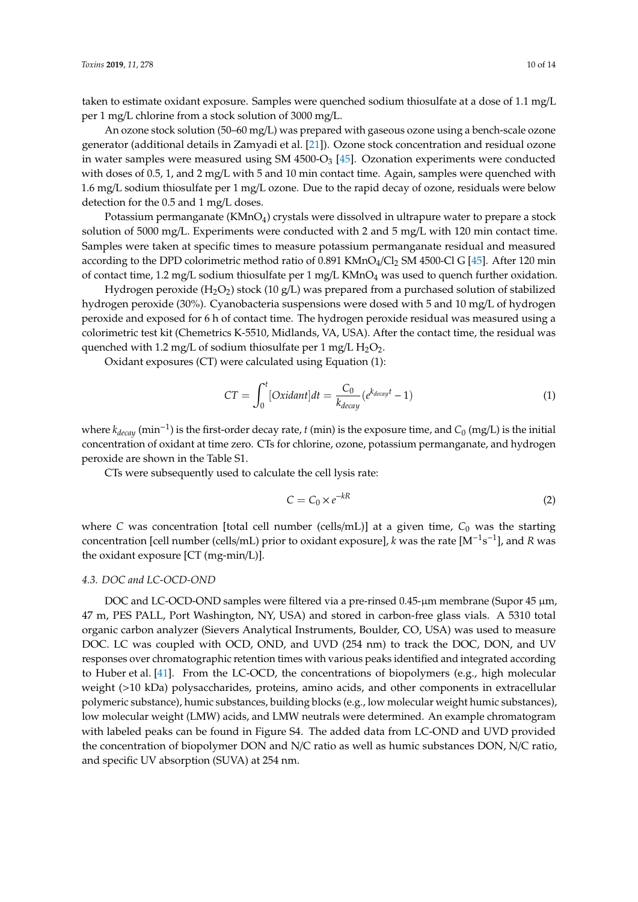taken to estimate oxidant exposure. Samples were quenched sodium thiosulfate at a dose of 1.1 mg/L per 1 mg/L chlorine from a stock solution of 3000 mg/L.

An ozone stock solution (50–60 mg/L) was prepared with gaseous ozone using a bench-scale ozone generator (additional details in Zamyadi et al. [21]). Ozone stock concentration and residual ozone in water samples were measured using SM 4500-$O_3$ [45]. Ozonation experiments were conducted with doses of 0.5, 1, and 2 mg/L with 5 and 10 min contact time. Again, samples were quenched with 1.6 mg/L sodium thiosulfate per 1 mg/L ozone. Due to the rapid decay of ozone, residuals were below detection for the 0.5 and 1 mg/L doses.

Potassium permanganate ($KMnO_4$) crystals were dissolved in ultrapure water to prepare a stock solution of 5000 mg/L. Experiments were conducted with 2 and 5 mg/L with 120 min contact time. Samples were taken at specific times to measure potassium permanganate residual and measured according to the DPD colorimetric method ratio of 0.891 $KMnO_4/Cl_2$ SM 4500-Cl G [45]. After 120 min of contact time, 1.2 mg/L sodium thiosulfate per 1 mg/L $KMnO_4$ was used to quench further oxidation.

Hydrogen peroxide ($H_2O_2$) stock (10 g/L) was prepared from a purchased solution of stabilized hydrogen peroxide (30%). Cyanobacteria suspensions were dosed with 5 and 10 mg/L of hydrogen peroxide and exposed for 6 h of contact time. The hydrogen peroxide residual was measured using a colorimetric test kit (Chemetrics K-5510, Midlands, VA, USA). After the contact time, the residual was quenched with 1.2 mg/L of sodium thiosulfate per 1 mg/L $H_2O_2$.

Oxidant exposures (CT) were calculated using Equation (1):

$$CT = \int_0^t [Oxidant]dt = \frac{C_0}{k_{decay}}(e^{k_{decay}t} - 1) \quad (1)$$

where $k_{decay}$ ($min^{-1}$) is the first-order decay rate, $t$ (min) is the exposure time, and $C_0$ (mg/L) is the initial concentration of oxidant at time zero. CTs for chlorine, ozone, potassium permanganate, and hydrogen peroxide are shown in the Table S1.

CTs were subsequently used to calculate the cell lysis rate:

$$C = C_0 \times e^{-kR} \quad (2)$$

where $C$ was concentration [total cell number (cells/mL)] at a given time, $C_0$ was the starting concentration [cell number (cells/mL) prior to oxidant exposure], $k$ was the rate [$M^{-1}s^{-1}$], and $R$ was the oxidant exposure [CT (mg-min/L)].

### 4.3. DOC and LC-OCD-OND

DOC and LC-OCD-OND samples were filtered via a pre-rinsed 0.45-µm membrane (Supor 45 µm, 47 m, PES PALL, Port Washington, NY, USA) and stored in carbon-free glass vials. A 5310 total organic carbon analyzer (Sievers Analytical Instruments, Boulder, CO, USA) was used to measure DOC. LC was coupled with OCD, OND, and UVD (254 nm) to track the DOC, DON, and UV responses over chromatographic retention times with various peaks identified and integrated according to Huber et al. [41]. From the LC-OCD, the concentrations of biopolymers (e.g., high molecular weight (>10 kDa) polysaccharides, proteins, amino acids, and other components in extracellular polymeric substance), humic substances, building blocks (e.g., low molecular weight humic substances), low molecular weight (LMW) acids, and LMW neutrals were determined. An example chromatogram with labeled peaks can be found in Figure S4. The added data from LC-OND and UVD provided the concentration of biopolymer DON and N/C ratio as well as humic substances DON, N/C ratio, and specific UV absorption (SUVA) at 254 nm.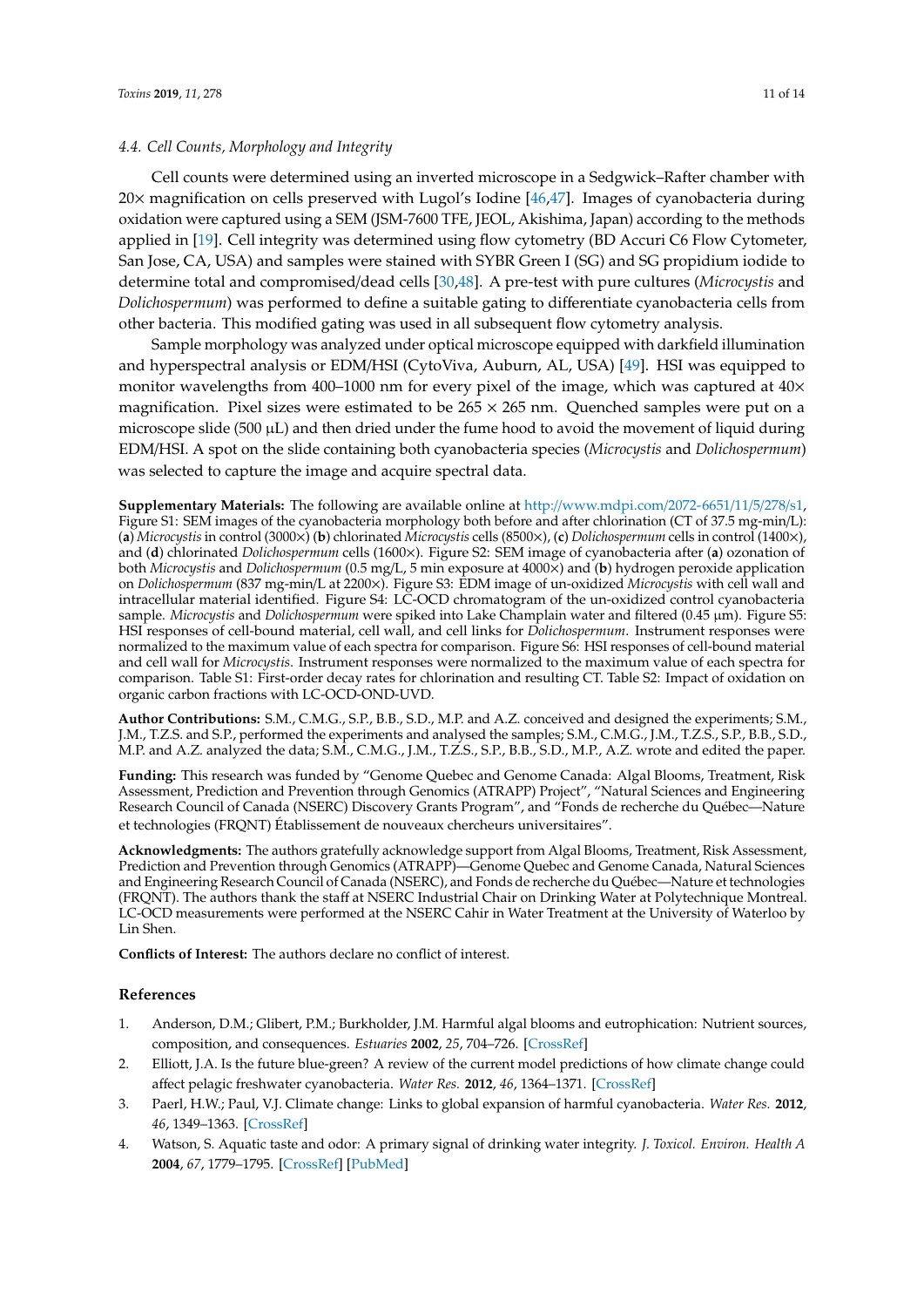### 4.4. Cell Counts, Morphology and Integrity

Cell counts were determined using an inverted microscope in a Sedgwick–Rafter chamber with 20× magnification on cells preserved with Lugol's Iodine [46,47]. Images of cyanobacteria during oxidation were captured using a SEM (JSM-7600 TFE, JEOL, Akishima, Japan) according to the methods applied in [19]. Cell integrity was determined using flow cytometry (BD Accuri C6 Flow Cytometer, San Jose, CA, USA) and samples were stained with SYBR Green I (SG) and SG propidium iodide to determine total and compromised/dead cells [30,48]. A pre-test with pure cultures (*Microcystis* and *Dolichospermum*) was performed to define a suitable gating to differentiate cyanobacteria cells from other bacteria. This modified gating was used in all subsequent flow cytometry analysis.

Sample morphology was analyzed under optical microscope equipped with darkfield illumination and hyperspectral analysis or EDM/HSI (CytoViva, Auburn, AL, USA) [49]. HSI was equipped to monitor wavelengths from 400–1000 nm for every pixel of the image, which was captured at 40× magnification. Pixel sizes were estimated to be 265 × 265 nm. Quenched samples were put on a microscope slide (500 μL) and then dried under the fume hood to avoid the movement of liquid during EDM/HSI. A spot on the slide containing both cyanobacteria species (*Microcystis* and *Dolichospermum*) was selected to capture the image and acquire spectral data.

**Supplementary Materials:** The following are available online at http://www.mdpi.com/2072-6651/11/5/278/s1, Figure S1: SEM images of the cyanobacteria morphology both before and after chlorination (CT of 37.5 mg-min/L): (**a**) *Microcystis* in control (3000×) (**b**) chlorinated *Microcystis* cells (8500×), (**c**) *Dolichospermum* cells in control (1400×), and (**d**) chlorinated *Dolichospermum* cells (1600×). Figure S2: SEM image of cyanobacteria after (**a**) ozonation of both *Microcystis* and *Dolichospermum* (0.5 mg/L, 5 min exposure at 4000×) and (**b**) hydrogen peroxide application on *Dolichospermum* (837 mg-min/L at 2200×). Figure S3: EDM image of un-oxidized *Microcystis* with cell wall and intracellular material identified. Figure S4: LC-OCD chromatogram of the un-oxidized control cyanobacteria sample. *Microcystis* and *Dolichospermum* were spiked into Lake Champlain water and filtered (0.45 μm). Figure S5: HSI responses of cell-bound material, cell wall, and cell links for *Dolichospermum*. Instrument responses were normalized to the maximum value of each spectra for comparison. Figure S6: HSI responses of cell-bound material and cell wall for *Microcystis*. Instrument responses were normalized to the maximum value of each spectra for comparison. Table S1: First-order decay rates for chlorination and resulting CT. Table S2: Impact of oxidation on organic carbon fractions with LC-OCD-OND-UVD.

**Author Contributions:** S.M., C.M.G., S.P., B.B., S.D., M.P. and A.Z. conceived and designed the experiments; S.M., J.M., T.Z.S. and S.P., performed the experiments and analysed the samples; S.M., C.M.G., J.M., T.Z.S., S.P., B.B., S.D., M.P. and A.Z. analyzed the data; S.M., C.M.G., J.M., T.Z.S., S.P., B.B., S.D., M.P., A.Z. wrote and edited the paper.

**Funding:** This research was funded by "Genome Quebec and Genome Canada: Algal Blooms, Treatment, Risk Assessment, Prediction and Prevention through Genomics (ATRAPP) Project", "Natural Sciences and Engineering Research Council of Canada (NSERC) Discovery Grants Program", and "Fonds de recherche du Québec—Nature et technologies (FRQNT) Établissement de nouveaux chercheurs universitaires".

**Acknowledgments:** The authors gratefully acknowledge support from Algal Blooms, Treatment, Risk Assessment, Prediction and Prevention through Genomics (ATRAPP)—Genome Quebec and Genome Canada, Natural Sciences and Engineering Research Council of Canada (NSERC), and Fonds de recherche du Québec—Nature et technologies (FRQNT). The authors thank the staff at NSERC Industrial Chair on Drinking Water at Polytechnique Montreal. LC-OCD measurements were performed at the NSERC Cahir in Water Treatment at the University of Waterloo by Lin Shen.

**Conflicts of Interest:** The authors declare no conflict of interest.

## References

1. Anderson, D.M.; Glibert, P.M.; Burkholder, J.M. Harmful algal blooms and eutrophication: Nutrient sources, composition, and consequences. *Estuaries* **2002**, *25*, 704–726. [CrossRef]
2. Elliott, J.A. Is the future blue-green? A review of the current model predictions of how climate change could affect pelagic freshwater cyanobacteria. *Water Res.* **2012**, *46*, 1364–1371. [CrossRef]
3. Paerl, H.W.; Paul, V.J. Climate change: Links to global expansion of harmful cyanobacteria. *Water Res.* **2012**, *46*, 1349–1363. [CrossRef]
4. Watson, S. Aquatic taste and odor: A primary signal of drinking water integrity. *J. Toxicol. Environ. Health A* **2004**, *67*, 1779–1795. [CrossRef] [PubMed]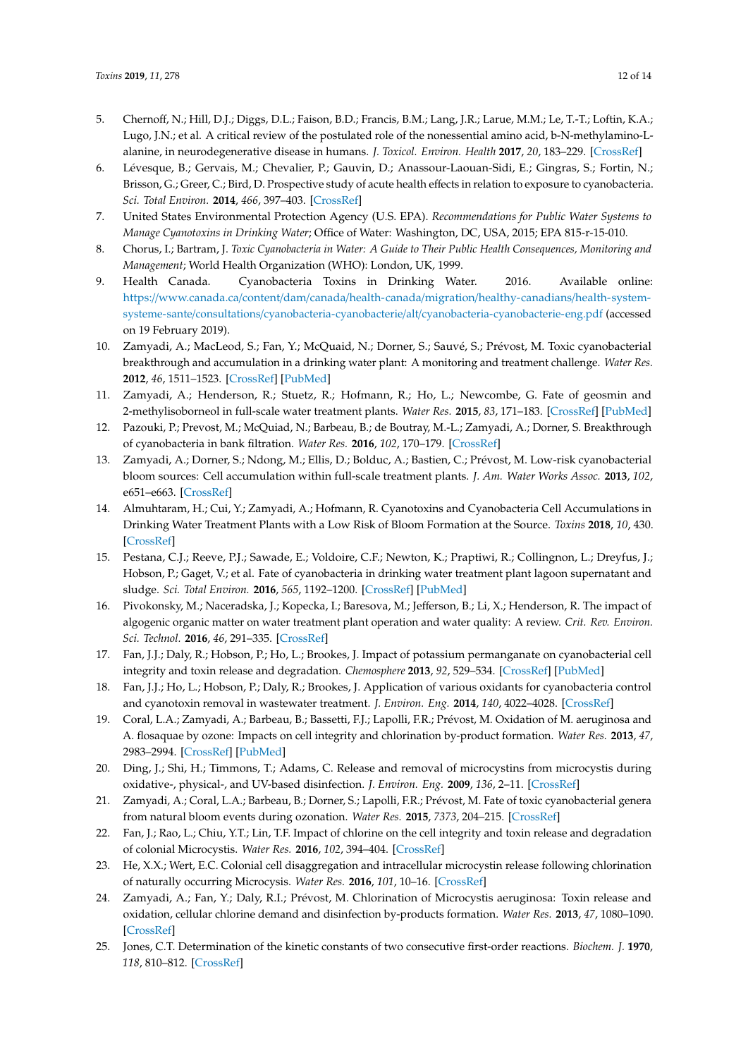5. Chernoff, N.; Hill, D.J.; Diggs, D.L.; Faison, B.D.; Francis, B.M.; Lang, J.R.; Larue, M.M.; Le, T.-T.; Loftin, K.A.; Lugo, J.N.; et al. A critical review of the postulated role of the nonessential amino acid, b-N-methylamino-L-alanine, in neurodegenerative disease in humans. *J. Toxicol. Environ. Health* **2017**, *20*, 183–229. [CrossRef]
6. Lévesque, B.; Gervais, M.; Chevalier, P.; Gauvin, D.; Anassour-Laouan-Sidi, E.; Gingras, S.; Fortin, N.; Brisson, G.; Greer, C.; Bird, D. Prospective study of acute health effects in relation to exposure to cyanobacteria. *Sci. Total Environ.* **2014**, *466*, 397–403. [CrossRef]
7. United States Environmental Protection Agency (U.S. EPA). *Recommendations for Public Water Systems to Manage Cyanotoxins in Drinking Water*; Office of Water: Washington, DC, USA, 2015; EPA 815-r-15-010.
8. Chorus, I.; Bartram, J. *Toxic Cyanobacteria in Water: A Guide to Their Public Health Consequences, Monitoring and Management*; World Health Organization (WHO): London, UK, 1999.
9. Health Canada. Cyanobacteria Toxins in Drinking Water. 2016. Available online: https://www.canada.ca/content/dam/canada/health-canada/migration/healthy-canadians/health-system-systeme-sante/consultations/cyanobacteria-cyanobacterie/alt/cyanobacteria-cyanobacterie-eng.pdf (accessed on 19 February 2019).
10. Zamyadi, A.; MacLeod, S.; Fan, Y.; McQuaid, N.; Dorner, S.; Sauvé, S.; Prévost, M. Toxic cyanobacterial breakthrough and accumulation in a drinking water plant: A monitoring and treatment challenge. *Water Res.* **2012**, *46*, 1511–1523. [CrossRef] [PubMed]
11. Zamyadi, A.; Henderson, R.; Stuetz, R.; Hofmann, R.; Ho, L.; Newcombe, G. Fate of geosmin and 2-methylisoborneol in full-scale water treatment plants. *Water Res.* **2015**, *83*, 171–183. [CrossRef] [PubMed]
12. Pazouki, P.; Prevost, M.; McQuiad, N.; Barbeau, B.; de Boutray, M.-L.; Zamyadi, A.; Dorner, S. Breakthrough of cyanobacteria in bank filtration. *Water Res.* **2016**, *102*, 170–179. [CrossRef]
13. Zamyadi, A.; Dorner, S.; Ndong, M.; Ellis, D.; Bolduc, A.; Bastien, C.; Prévost, M. Low-risk cyanobacterial bloom sources: Cell accumulation within full-scale treatment plants. *J. Am. Water Works Assoc.* **2013**, *102*, e651–e663. [CrossRef]
14. Almuhtaram, H.; Cui, Y.; Zamyadi, A.; Hofmann, R. Cyanotoxins and Cyanobacteria Cell Accumulations in Drinking Water Treatment Plants with a Low Risk of Bloom Formation at the Source. *Toxins* **2018**, *10*, 430. [CrossRef]
15. Pestana, C.J.; Reeve, P.J.; Sawade, E.; Voldoire, C.F.; Newton, K.; Praptiwi, R.; Collingnon, L.; Dreyfus, J.; Hobson, P.; Gaget, V.; et al. Fate of cyanobacteria in drinking water treatment plant lagoon supernatant and sludge. *Sci. Total Environ.* **2016**, *565*, 1192–1200. [CrossRef] [PubMed]
16. Pivokonsky, M.; Naceradska, J.; Kopecka, I.; Baresova, M.; Jefferson, B.; Li, X.; Henderson, R. The impact of algogenic organic matter on water treatment plant operation and water quality: A review. *Crit. Rev. Environ. Sci. Technol.* **2016**, *46*, 291–335. [CrossRef]
17. Fan, J.J.; Daly, R.; Hobson, P.; Ho, L.; Brookes, J. Impact of potassium permanganate on cyanobacterial cell integrity and toxin release and degradation. *Chemosphere* **2013**, *92*, 529–534. [CrossRef] [PubMed]
18. Fan, J.J.; Ho, L.; Hobson, P.; Daly, R.; Brookes, J. Application of various oxidants for cyanobacteria control and cyanotoxin removal in wastewater treatment. *J. Environ. Eng.* **2014**, *140*, 4022–4028. [CrossRef]
19. Coral, L.A.; Zamyadi, A.; Barbeau, B.; Bassetti, F.J.; Lapolli, F.R.; Prévost, M. Oxidation of M. aeruginosa and A. flosquae by ozone: Impacts on cell integrity and chlorination by-product formation. *Water Res.* **2013**, *47*, 2983–2994. [CrossRef] [PubMed]
20. Ding, J.; Shi, H.; Timmons, T.; Adams, C. Release and removal of microcystins from microcystis during oxidative-, physical-, and UV-based disinfection. *J. Environ. Eng.* **2009**, *136*, 2–11. [CrossRef]
21. Zamyadi, A.; Coral, L.A.; Barbeau, B.; Dorner, S.; Lapolli, F.R.; Prévost, M. Fate of toxic cyanobacterial genera from natural bloom events during ozonation. *Water Res.* **2015**, *7373*, 204–215. [CrossRef]
22. Fan, J.; Rao, L.; Chiu, Y.T.; Lin, T.F. Impact of chlorine on the cell integrity and toxin release and degradation of colonial Microcystis. *Water Res.* **2016**, *102*, 394–404. [CrossRef]
23. He, X.X.; Wert, E.C. Colonial cell disaggregation and intracellular microcystin release following chlorination of naturally occurring Microcysis. *Water Res.* **2016**, *101*, 10–16. [CrossRef]
24. Zamyadi, A.; Fan, Y.; Daly, R.I.; Prévost, M. Chlorination of Microcystis aeruginosa: Toxin release and oxidation, cellular chlorine demand and disinfection by-products formation. *Water Res.* **2013**, *47*, 1080–1090. [CrossRef]
25. Jones, C.T. Determination of the kinetic constants of two consecutive first-order reactions. *Biochem. J.* **1970**, *118*, 810–812. [CrossRef]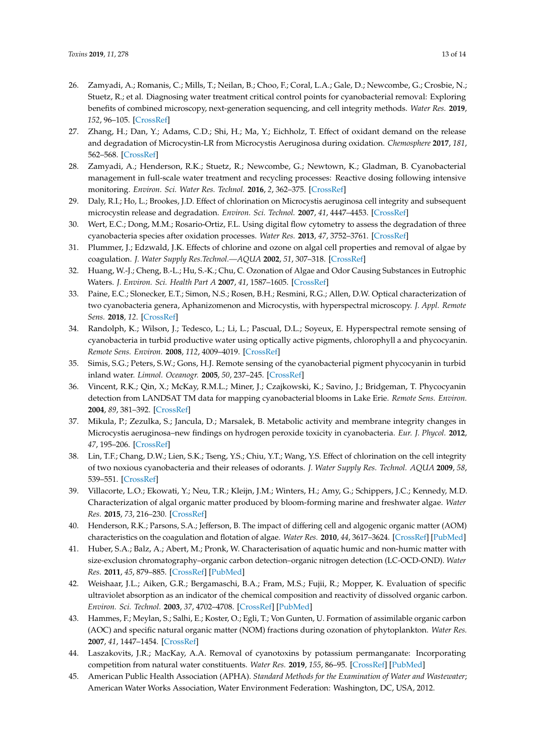26. Zamyadi, A.; Romanis, C.; Mills, T.; Neilan, B.; Choo, F.; Coral, L.A.; Gale, D.; Newcombe, G.; Crosbie, N.; Stuetz, R.; et al. Diagnosing water treatment critical control points for cyanobacterial removal: Exploring benefits of combined microscopy, next-generation sequencing, and cell integrity methods. *Water Res.* **2019**, *152*, 96–105. [CrossRef]
27. Zhang, H.; Dan, Y.; Adams, C.D.; Shi, H.; Ma, Y.; Eichholz, T. Effect of oxidant demand on the release and degradation of Microcystin-LR from Microcystis Aeruginosa during oxidation. *Chemosphere* **2017**, *181*, 562–568. [CrossRef]
28. Zamyadi, A.; Henderson, R.K.; Stuetz, R.; Newcombe, G.; Newtown, K.; Gladman, B. Cyanobacterial management in full-scale water treatment and recycling processes: Reactive dosing following intensive monitoring. *Environ. Sci. Water Res. Technol.* **2016**, *2*, 362–375. [CrossRef]
29. Daly, R.I.; Ho, L.; Brookes, J.D. Effect of chlorination on Microcystis aeruginosa cell integrity and subsequent microcystin release and degradation. *Environ. Sci. Technol.* **2007**, *41*, 4447–4453. [CrossRef]
30. Wert, E.C.; Dong, M.M.; Rosario-Ortiz, F.L. Using digital flow cytometry to assess the degradation of three cyanobacteria species after oxidation processes. *Water Res.* **2013**, *47*, 3752–3761. [CrossRef]
31. Plummer, J.; Edzwald, J.K. Effects of chlorine and ozone on algal cell properties and removal of algae by coagulation. *J. Water Supply Res.Technol.—AQUA* **2002**, *51*, 307–318. [CrossRef]
32. Huang, W.-J.; Cheng, B.-L.; Hu, S.-K.; Chu, C. Ozonation of Algae and Odor Causing Substances in Eutrophic Waters. *J. Environ. Sci. Health Part A* **2007**, *41*, 1587–1605. [CrossRef]
33. Paine, E.C.; Slonecker, E.T.; Simon, N.S.; Rosen, B.H.; Resmini, R.G.; Allen, D.W. Optical characterization of two cyanobacteria genera, Aphanizomenon and Microcystis, with hyperspectral microscopy. *J. Appl. Remote Sens.* **2018**, *12*. [CrossRef]
34. Randolph, K.; Wilson, J.; Tedesco, L.; Li, L.; Pascual, D.L.; Soyeux, E. Hyperspectral remote sensing of cyanobacteria in turbid productive water using optically active pigments, chlorophyll a and phycocyanin. *Remote Sens. Environ.* **2008**, *112*, 4009–4019. [CrossRef]
35. Simis, S.G.; Peters, S.W.; Gons, H.J. Remote sensing of the cyanobacterial pigment phycocyanin in turbid inland water. *Limnol. Oceanogr.* **2005**, *50*, 237–245. [CrossRef]
36. Vincent, R.K.; Qin, X.; McKay, R.M.L.; Miner, J.; Czajkowski, K.; Savino, J.; Bridgeman, T. Phycocyanin detection from LANDSAT TM data for mapping cyanobacterial blooms in Lake Erie. *Remote Sens. Environ.* **2004**, *89*, 381–392. [CrossRef]
37. Mikula, P.; Zezulka, S.; Jancula, D.; Marsalek, B. Metabolic activity and membrane integrity changes in Microcystis aeruginosa–new findings on hydrogen peroxide toxicity in cyanobacteria. *Eur. J. Phycol.* **2012**, *47*, 195–206. [CrossRef]
38. Lin, T.F.; Chang, D.W.; Lien, S.K.; Tseng, Y.S.; Chiu, Y.T.; Wang, Y.S. Effect of chlorination on the cell integrity of two noxious cyanobacteria and their releases of odorants. *J. Water Supply Res. Technol. AQUA* **2009**, *58*, 539–551. [CrossRef]
39. Villacorte, L.O.; Ekowati, Y.; Neu, T.R.; Kleijn, J.M.; Winters, H.; Amy, G.; Schippers, J.C.; Kennedy, M.D. Characterization of algal organic matter produced by bloom-forming marine and freshwater algae. *Water Res.* **2015**, *73*, 216–230. [CrossRef]
40. Henderson, R.K.; Parsons, S.A.; Jefferson, B. The impact of differing cell and algogenic organic matter (AOM) characteristics on the coagulation and flotation of algae. *Water Res.* **2010**, *44*, 3617–3624. [CrossRef] [PubMed]
41. Huber, S.A.; Balz, A.; Abert, M.; Pronk, W. Characterisation of aquatic humic and non-humic matter with size-exclusion chromatography–organic carbon detection–organic nitrogen detection (LC-OCD-OND). *Water Res.* **2011**, *45*, 879–885. [CrossRef] [PubMed]
42. Weishaar, J.L.; Aiken, G.R.; Bergamaschi, B.A.; Fram, M.S.; Fujii, R.; Mopper, K. Evaluation of specific ultraviolet absorption as an indicator of the chemical composition and reactivity of dissolved organic carbon. *Environ. Sci. Technol.* **2003**, *37*, 4702–4708. [CrossRef] [PubMed]
43. Hammes, F.; Meylan, S.; Salhi, E.; Koster, O.; Egli, T.; Von Gunten, U. Formation of assimilable organic carbon (AOC) and specific natural organic matter (NOM) fractions during ozonation of phytoplankton. *Water Res.* **2007**, *41*, 1447–1454. [CrossRef]
44. Laszakovits, J.R.; MacKay, A.A. Removal of cyanotoxins by potassium permanganate: Incorporating competition from natural water constituents. *Water Res.* **2019**, *155*, 86–95. [CrossRef] [PubMed]
45. American Public Health Association (APHA). *Standard Methods for the Examination of Water and Wastewater*; American Water Works Association, Water Environment Federation: Washington, DC, USA, 2012.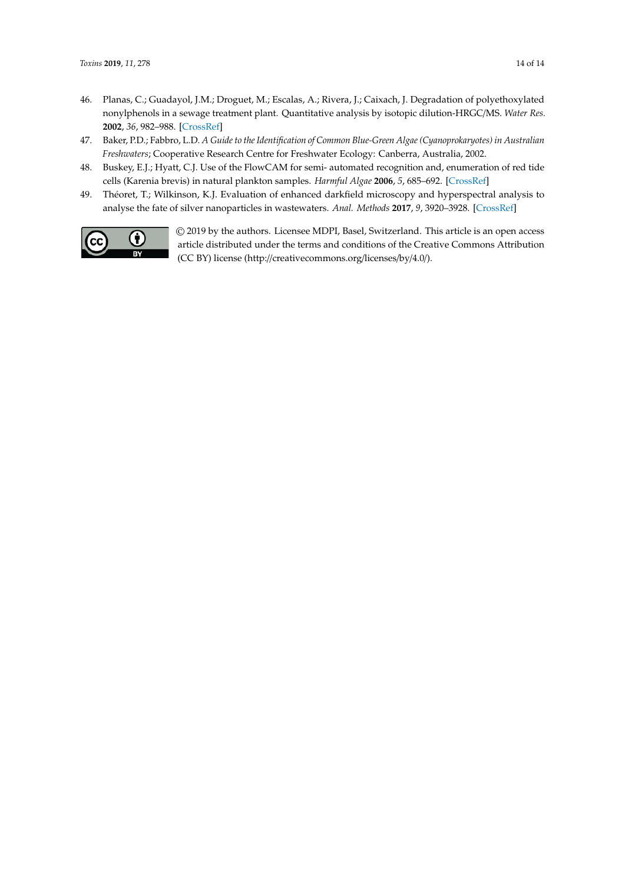46. Planas, C.; Guadayol, J.M.; Droguet, M.; Escalas, A.; Rivera, J.; Caixach, J. Degradation of polyethoxylated nonylphenols in a sewage treatment plant. Quantitative analysis by isotopic dilution-HRGC/MS. *Water Res.* **2002**, *36*, 982–988. [CrossRef]
47. Baker, P.D.; Fabbro, L.D. *A Guide to the Identification of Common Blue-Green Algae (Cyanoprokaryotes) in Australian Freshwaters*; Cooperative Research Centre for Freshwater Ecology: Canberra, Australia, 2002.
48. Buskey, E.J.; Hyatt, C.J. Use of the FlowCAM for semi- automated recognition and, enumeration of red tide cells (Karenia brevis) in natural plankton samples. *Harmful Algae* **2006**, *5*, 685–692. [CrossRef]
49. Théoret, T.; Wilkinson, K.J. Evaluation of enhanced darkfield microscopy and hyperspectral analysis to analyse the fate of silver nanoparticles in wastewaters. *Anal. Methods* **2017**, *9*, 3920–3928. [CrossRef]

© 2019 by the authors. Licensee MDPI, Basel, Switzerland. This article is an open access article distributed under the terms and conditions of the Creative Commons Attribution (CC BY) license (http://creativecommons.org/licenses/by/4.0/).